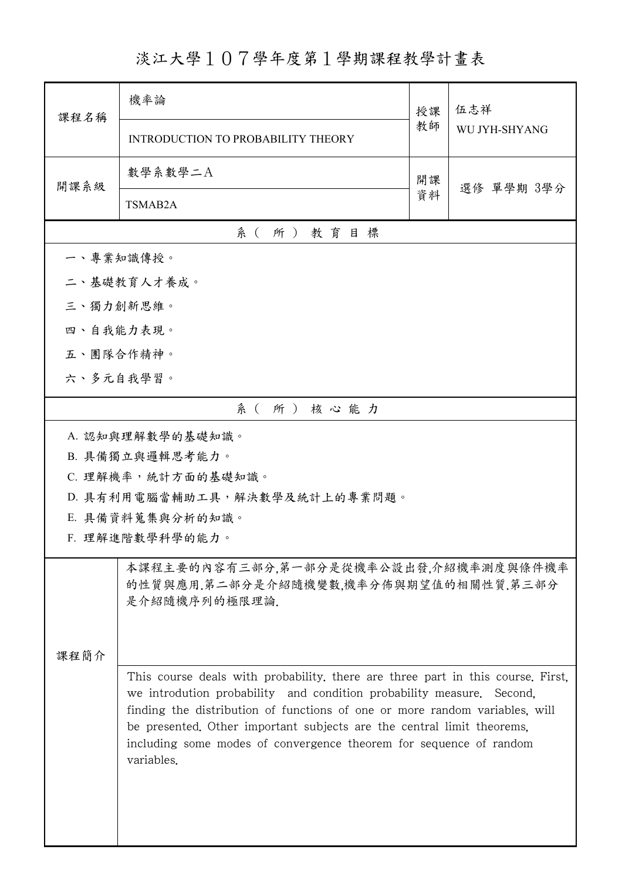# 淡江大學１０７學年度第１學期課程教學計畫表

| 課程名稱 | 機率論 | 授課教師 | 伍志祥 |
| --- | --- | --- | --- |
| | INTRODUCTION TO PROBABILITY THEORY | | WU JYH-SHYANG |
| 開課系級 | 數學系數學二A | 開課資料 | 選修 單學期 3學分 |
| | TSMAB2A | | |

## 系（所）教育目標

一、專業知識傳授。

二、基礎教育人才養成。

三、獨力創新思維。

四、自我能力表現。

五、團隊合作精神。

六、多元自我學習。

## 系（所）核心能力

A. 認知與理解數學的基礎知識。

B. 具備獨立與邏輯思考能力。

C. 理解機率，統計方面的基礎知識。

D. 具有利用電腦當輔助工具，解決數學及統計上的專業問題。

E. 具備資料蒐集與分析的知識。

F. 理解進階數學科學的能力。

## 課程簡介

本課程主要的內容有三部分,第一部分是從機率公設出發,介紹機率測度與條件機率的性質與應用.第二部分是介紹隨機變數,機率分佈與期望值的相關性質.第三部分是介紹隨機序列的極限理論.

This course deals with probability. there are three part in this course. First, we introdution probability and condition probability measure. Second, finding the distribution of functions of one or more random variables, will be presented. Other important subjects are the central limit theorems, including some modes of convergence theorem for sequence of random variables.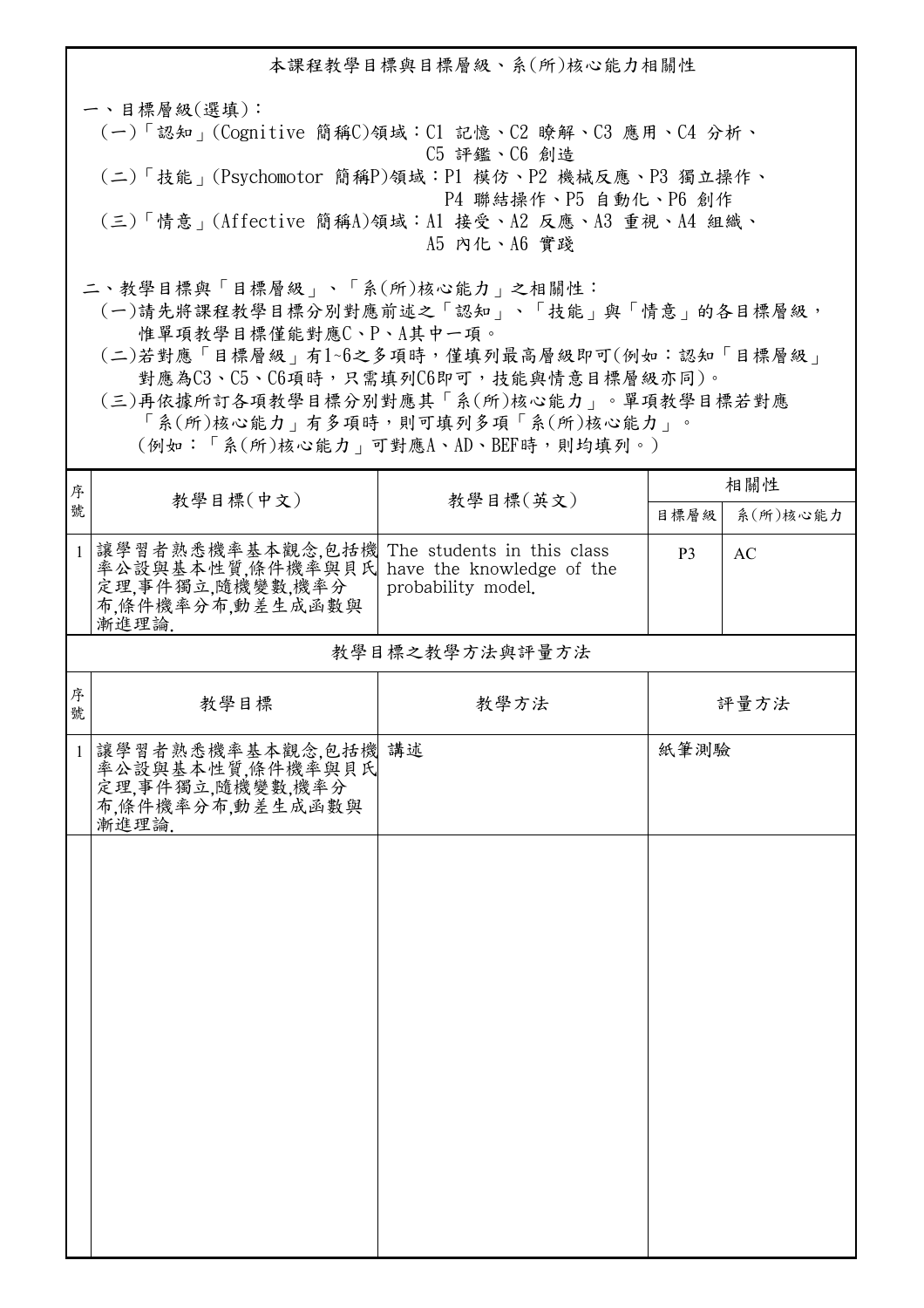## 本課程教學目標與目標層級、系(所)核心能力相關性

一、目標層級(選填)：

(一)「認知」(Cognitive 簡稱C)領域：C1 記憶、C2 瞭解、C3 應用、C4 分析、C5 評鑑、C6 創造

(二)「技能」(Psychomotor 簡稱P)領域：P1 模仿、P2 機械反應、P3 獨立操作、P4 聯結操作、P5 自動化、P6 創作

(三)「情意」(Affective 簡稱A)領域：A1 接受、A2 反應、A3 重視、A4 組織、A5 內化、A6 實踐

二、教學目標與「目標層級」、「系(所)核心能力」之相關性：

(一)請先將課程教學目標分別對應前述之「認知」、「技能」與「情意」的各目標層級，惟單項教學目標僅能對應C、P、A其中一項。

(二)若對應「目標層級」有1~6之多項時，僅填列最高層級即可(例如：認知「目標層級」對應為C3、C5、C6項時，只需填列C6即可，技能與情意目標層級亦同)。

(三)再依據所訂各項教學目標分別對應其「系(所)核心能力」。單項教學目標若對應「系(所)核心能力」有多項時，則可填列多項「系(所)核心能力」。(例如：「系(所)核心能力」可對應A、AD、BEF時，則均填列。)

| 序號 | 教學目標(中文) | 教學目標(英文) | 相關性 | |
|---|---|---|---|---|
| | | | 目標層級 | 系(所)核心能力 |
| 1 | 讓學習者熟悉機率基本觀念,包括機率公設與基本性質,條件機率與貝氏定理,事件獨立,隨機變數,機率分布,條件機率分布,動差生成函數與漸進理論. | The students in this class have the knowledge of the probability model. | P3 | AC |

## 教學目標之教學方法與評量方法

| 序號 | 教學目標 | 教學方法 | 評量方法 |
|---|---|---|---|
| 1 | 讓學習者熟悉機率基本觀念,包括機率公設與基本性質,條件機率與貝氏定理,事件獨立,隨機變數,機率分布,條件機率分布,動差生成函數與漸進理論. | 講述 | 紙筆測驗 |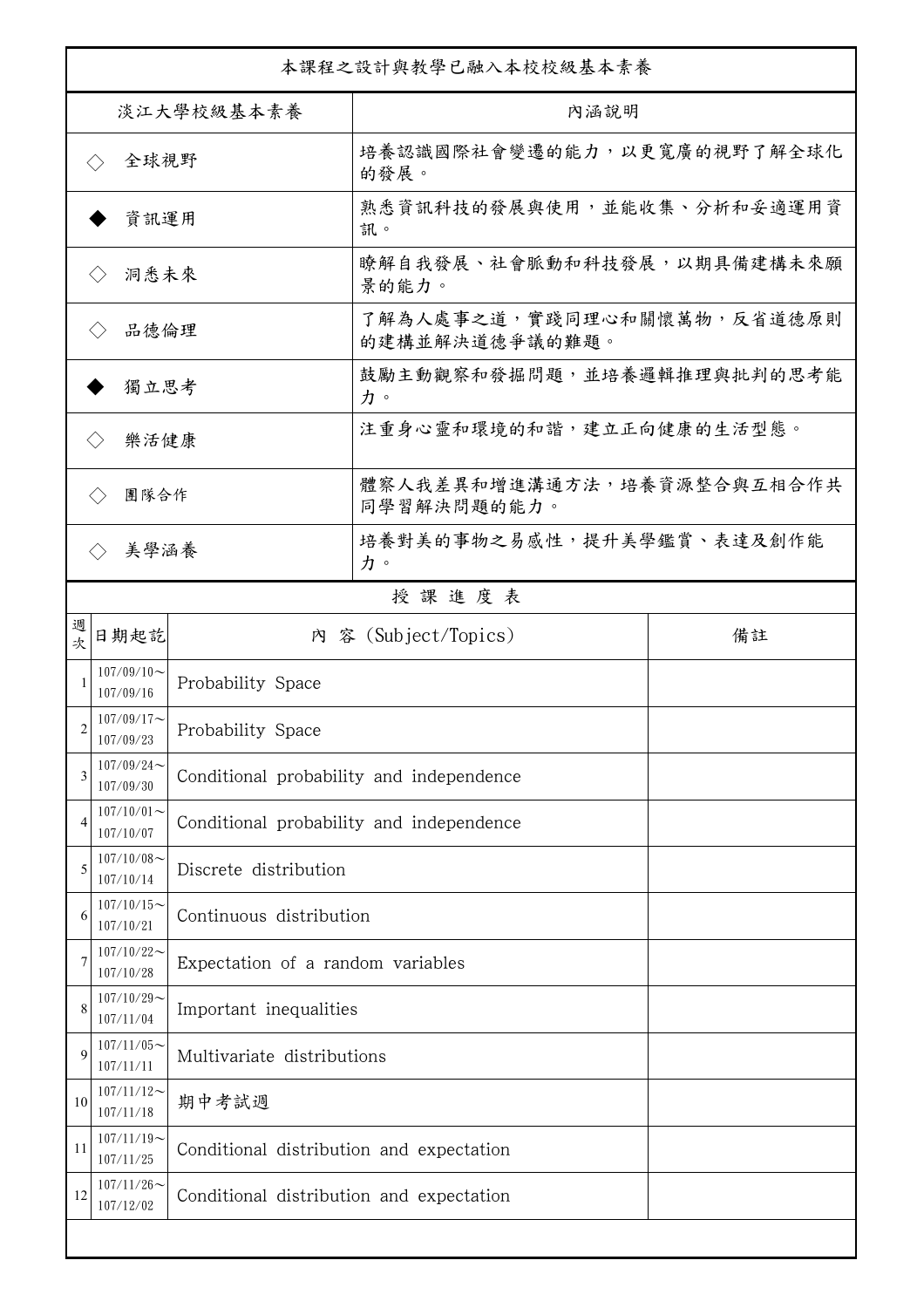| 本課程之設計與教學已融入本校校級基本素養 | |
|---|---|
| 淡江大學校級基本素養 | 內涵說明 |
| ◇ 全球視野 | 培養認識國際社會變遷的能力，以更寬廣的視野了解全球化的發展。 |
| ◆ 資訊運用 | 熟悉資訊科技的發展與使用，並能收集、分析和妥適運用資訊。 |
| ◇ 洞悉未來 | 瞭解自我發展、社會脈動和科技發展，以期具備建構未來願景的能力。 |
| ◇ 品德倫理 | 了解為人處事之道，實踐同理心和關懷萬物，反省道德原則的建構並解決道德爭議的難題。 |
| ◆ 獨立思考 | 鼓勵主動觀察和發掘問題，並培養邏輯推理與批判的思考能力。 |
| ◇ 樂活健康 | 注重身心靈和環境的和諧，建立正向健康的生活型態。 |
| ◇ 團隊合作 | 體察人我差異和增進溝通方法，培養資源整合與互相合作共同學習解決問題的能力。 |
| ◇ 美學涵養 | 培養對美的事物之易感性，提升美學鑑賞、表達及創作能力。 |

授 課 進 度 表

| 週次 | 日期起訖 | 內 容 (Subject/Topics) | 備註 |
|---|---|---|---|
| 1 | 107/09/10～107/09/16 | Probability Space | |
| 2 | 107/09/17～107/09/23 | Probability Space | |
| 3 | 107/09/24～107/09/30 | Conditional probability and independence | |
| 4 | 107/10/01～107/10/07 | Conditional probability and independence | |
| 5 | 107/10/08～107/10/14 | Discrete distribution | |
| 6 | 107/10/15～107/10/21 | Continuous distribution | |
| 7 | 107/10/22～107/10/28 | Expectation of a random variables | |
| 8 | 107/10/29～107/11/04 | Important inequalities | |
| 9 | 107/11/05～107/11/11 | Multivariate distributions | |
| 10 | 107/11/12～107/11/18 | 期中考試週 | |
| 11 | 107/11/19～107/11/25 | Conditional distribution and expectation | |
| 12 | 107/11/26～107/12/02 | Conditional distribution and expectation | |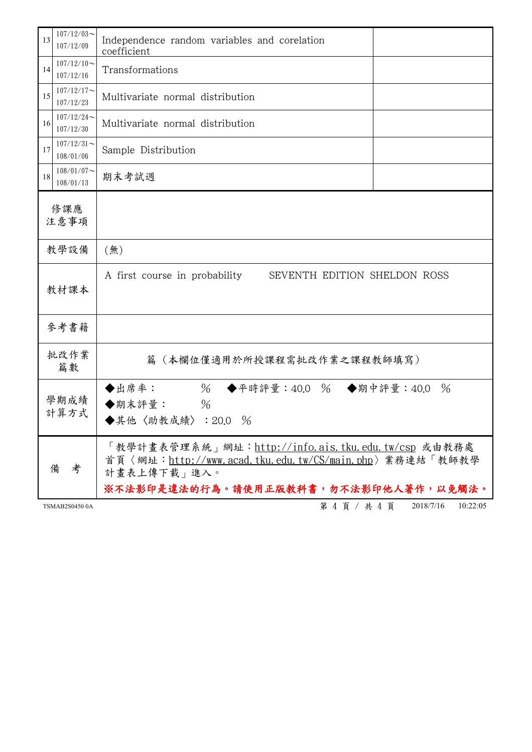| | | | |
|---|---|---|---|
| 13 | 107/12/03～<br>107/12/09 | Independence random variables and corelation coefficient | |
| 14 | 107/12/10～<br>107/12/16 | Transformations | |
| 15 | 107/12/17～<br>107/12/23 | Multivariate normal distribution | |
| 16 | 107/12/24～<br>107/12/30 | Multivariate normal distribution | |
| 17 | 107/12/31～<br>108/01/06 | Sample Distribution | |
| 18 | 108/01/07～<br>108/01/13 | 期末考試週 | |

| | |
|---|---|
| 修課應注意事項 | |
| 教學設備 | (無) |
| 教材課本 | A first course in probability　　SEVENTH EDITION SHELDON ROSS |
| 參考書籍 | |
| 批改作業篇數 | 篇（本欄位僅適用於所授課程需批改作業之課程教師填寫） |
| 學期成績計算方式 | ◆出席率：　　%　◆平時評量：40.0　%　◆期中評量：40.0　%<br>◆期末評量：　　%<br>◆其他〈助教成績〉：20.0　% |
| 備　考 | 「教學計畫表管理系統」網址：http://info.ais.tku.edu.tw/csp 或由教務處首頁〈網址：http://www.acad.tku.edu.tw/CS/main.php〉業務連結「教師教學計畫表上傳下載」進入。<br>**※不法影印是違法的行為。請使用正版教科書，勿不法影印他人著作，以免觸法。** |

TSMAB2S0450 0A　　2018/7/16　10:22:05